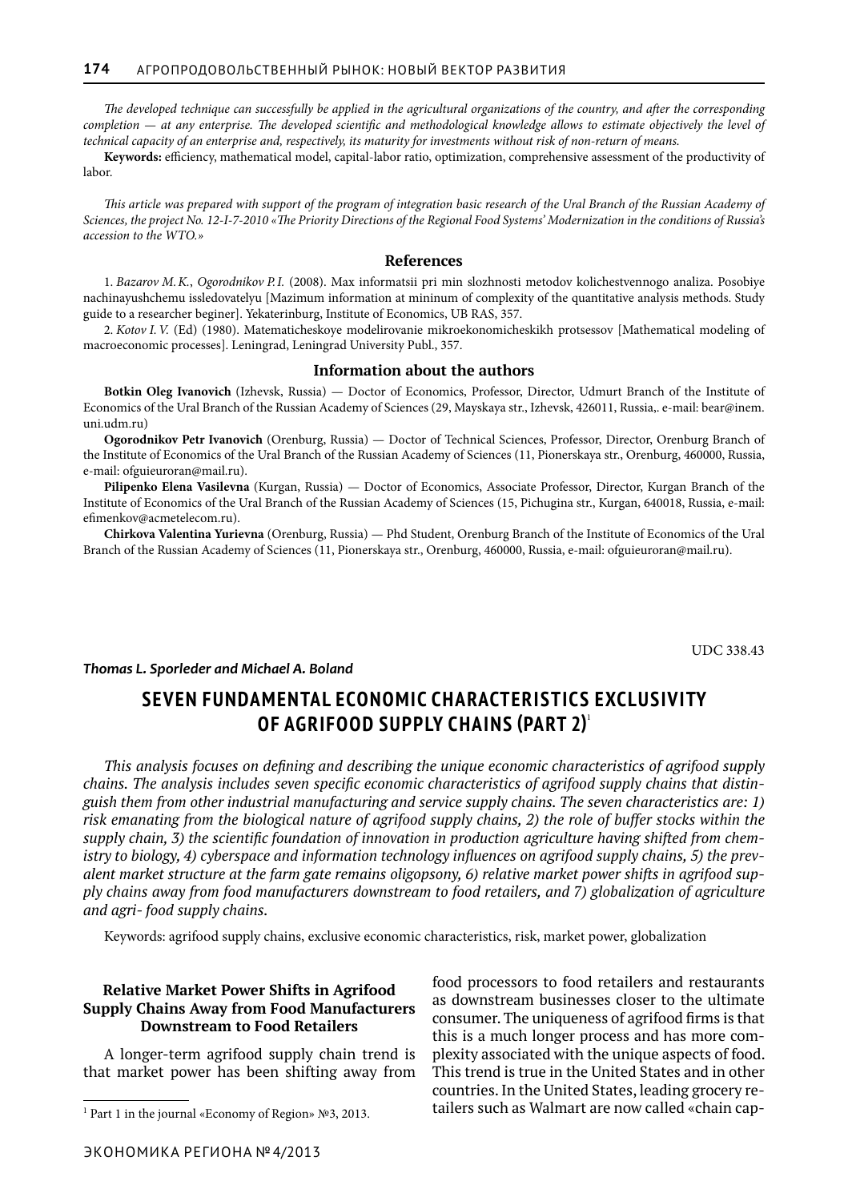*The developed technique can successfully be applied in the agricultural organizations of the country, and after the corresponding completion — at any enterprise. The developed scientific and methodological knowledge allows to estimate objectively the level of technical capacity of an enterprise and, respectively, its maturity for investments without risk of non-return of means.*

**Keywords:** efficiency, mathematical model, capital-labor ratio, optimization, comprehensive assessment of the productivity of labor.

*This article was prepared with support of the program of integration basic research of the Ural Branch of the Russian Academy of Sciences, the project No. 12-I-7-2010 «The Priority Directions of the Regional Food Systems' Modernization in the conditions of Russia's accession to the WTO.»*

### References

1. *Bazarov M.K., Ogorodnikov P.I.* (2008). Max informatsii pri min slozhnosti metodov kolichestvennogo analiza. Posobiye nachinayushchemu issledovatelyu [Mazimum information at mininum of complexity of the quantitative analysis methods. Study guide to a researcher beginer]. Yekaterinburg, Institute of Economics, UB RAS, 357.

2. *Kotov I.V.* (Ed) (1980). Matematicheskoye modelirovanie mikroekonomicheskikh protsessov [Mathematical modeling of macroeconomic processes]. Leningrad, Leningrad University Publ., 357.

### Information about the authors

**Botkin Oleg Ivanovich** (Izhevsk, Russia) — Doctor of Economics, Professor, Director, Udmurt Branch of the Institute of Economics of the Ural Branch of the Russian Academy of Sciences (29, Mayskaya str., Izhevsk, 426011, Russia,. e-mail: bear@inem.uni.udm.ru)

**Ogorodnikov Petr Ivanovich** (Orenburg, Russia) — Doctor of Technical Sciences, Professor, Director, Orenburg Branch of the Institute of Economics of the Ural Branch of the Russian Academy of Sciences (11, Pionerskaya str., Orenburg, 460000, Russia, e-mail: ofguieuroran@mail.ru).

**Pilipenko Elena Vasilevna** (Kurgan, Russia) — Doctor of Economics, Associate Professor, Director, Kurgan Branch of the Institute of Economics of the Ural Branch of the Russian Academy of Sciences (15, Pichugina str., Kurgan, 640018, Russia, e-mail: efimenkov@acmetelecom.ru).

**Chirkova Valentina Yurievna** (Orenburg, Russia) — Phd Student, Orenburg Branch of the Institute of Economics of the Ural Branch of the Russian Academy of Sciences (11, Pionerskaya str., Orenburg, 460000, Russia, e-mail: ofguieuroran@mail.ru).

UDC 338.43

***Thomas L. Sporleder and Michael A. Boland***

# SEVEN FUNDAMENTAL ECONOMIC CHARACTERISTICS EXCLUSIVITY OF AGRIFOOD SUPPLY CHAINS (PART 2)[1]

*This analysis focuses on defining and describing the unique economic characteristics of agrifood supply chains. The analysis includes seven specific economic characteristics of agrifood supply chains that distinguish them from other industrial manufacturing and service supply chains. The seven characteristics are: 1) risk emanating from the biological nature of agrifood supply chains, 2) the role of buffer stocks within the supply chain, 3) the scientific foundation of innovation in production agriculture having shifted from chemistry to biology, 4) cyberspace and information technology influences on agrifood supply chains, 5) the prevalent market structure at the farm gate remains oligopsony, 6) relative market power shifts in agrifood supply chains away from food manufacturers downstream to food retailers, and 7) globalization of agriculture and agri- food supply chains.*

Keywords: agrifood supply chains, exclusive economic characteristics, risk, market power, globalization

### Relative Market Power Shifts in Agrifood Supply Chains Away from Food Manufacturers Downstream to Food Retailers

A longer-term agrifood supply chain trend is that market power has been shifting away from food processors to food retailers and restaurants as downstream businesses closer to the ultimate consumer. The uniqueness of agrifood firms is that this is a much longer process and has more complexity associated with the unique aspects of food. This trend is true in the United States and in other countries. In the United States, leading grocery retailers such as Walmart are now called «chain cap-

[1] Part 1 in the journal «Economy of Region» №3, 2013.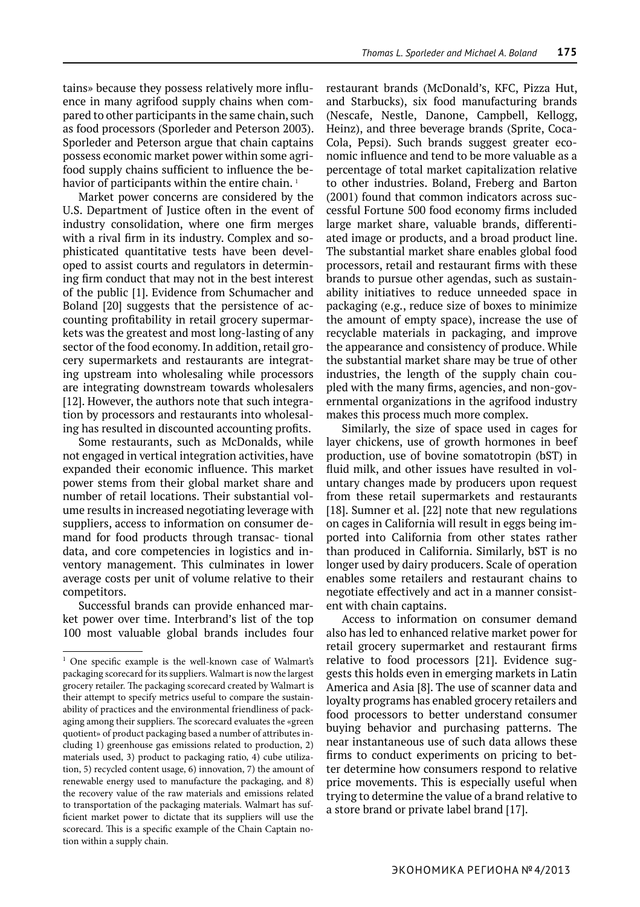tains» because they possess relatively more influence in many agrifood supply chains when compared to other participants in the same chain, such as food processors (Sporleder and Peterson 2003). Sporleder and Peterson argue that chain captains possess economic market power within some agrifood supply chains sufficient to influence the behavior of participants within the entire chain. [1]

Market power concerns are considered by the U.S. Department of Justice often in the event of industry consolidation, where one firm merges with a rival firm in its industry. Complex and sophisticated quantitative tests have been developed to assist courts and regulators in determining firm conduct that may not in the best interest of the public [1]. Evidence from Schumacher and Boland [20] suggests that the persistence of accounting profitability in retail grocery supermarkets was the greatest and most long-lasting of any sector of the food economy. In addition, retail grocery supermarkets and restaurants are integrating upstream into wholesaling while processors are integrating downstream towards wholesalers [12]. However, the authors note that such integration by processors and restaurants into wholesaling has resulted in discounted accounting profits.

Some restaurants, such as McDonalds, while not engaged in vertical integration activities, have expanded their economic influence. This market power stems from their global market share and number of retail locations. Their substantial volume results in increased negotiating leverage with suppliers, access to information on consumer demand for food products through transac- tional data, and core competencies in logistics and inventory management. This culminates in lower average costs per unit of volume relative to their competitors.

Successful brands can provide enhanced market power over time. Interbrand's list of the top 100 most valuable global brands includes four restaurant brands (McDonald's, KFC, Pizza Hut, and Starbucks), six food manufacturing brands (Nescafe, Nestle, Danone, Campbell, Kellogg, Heinz), and three beverage brands (Sprite, Coca-Cola, Pepsi). Such brands suggest greater economic influence and tend to be more valuable as a percentage of total market capitalization relative to other industries. Boland, Freberg and Barton (2001) found that common indicators across successful Fortune 500 food economy firms included large market share, valuable brands, differentiated image or products, and a broad product line. The substantial market share enables global food processors, retail and restaurant firms with these brands to pursue other agendas, such as sustainability initiatives to reduce unneeded space in packaging (e.g., reduce size of boxes to minimize the amount of empty space), increase the use of recyclable materials in packaging, and improve the appearance and consistency of produce. While the substantial market share may be true of other industries, the length of the supply chain coupled with the many firms, agencies, and non-governmental organizations in the agrifood industry makes this process much more complex.

Similarly, the size of space used in cages for layer chickens, use of growth hormones in beef production, use of bovine somatotropin (bST) in fluid milk, and other issues have resulted in voluntary changes made by producers upon request from these retail supermarkets and restaurants [18]. Sumner et al. [22] note that new regulations on cages in California will result in eggs being imported into California from other states rather than produced in California. Similarly, bST is no longer used by dairy producers. Scale of operation enables some retailers and restaurant chains to negotiate effectively and act in a manner consistent with chain captains.

Access to information on consumer demand also has led to enhanced relative market power for retail grocery supermarket and restaurant firms relative to food processors [21]. Evidence suggests this holds even in emerging markets in Latin America and Asia [8]. The use of scanner data and loyalty programs has enabled grocery retailers and food processors to better understand consumer buying behavior and purchasing patterns. The near instantaneous use of such data allows these firms to conduct experiments on pricing to better determine how consumers respond to relative price movements. This is especially useful when trying to determine the value of a brand relative to a store brand or private label brand [17].

---

[1] One specific example is the well-known case of Walmart's packaging scorecard for its suppliers. Walmart is now the largest grocery retailer. The packaging scorecard created by Walmart is their attempt to specify metrics useful to compare the sustainability of practices and the environmental friendliness of packaging among their suppliers. The scorecard evaluates the «green quotient» of product packaging based a number of attributes including 1) greenhouse gas emissions related to production, 2) materials used, 3) product to packaging ratio, 4) cube utilization, 5) recycled content usage, 6) innovation, 7) the amount of renewable energy used to manufacture the packaging, and 8) the recovery value of the raw materials and emissions related to transportation of the packaging materials. Walmart has sufficient market power to dictate that its suppliers will use the scorecard. This is a specific example of the Chain Captain notion within a supply chain.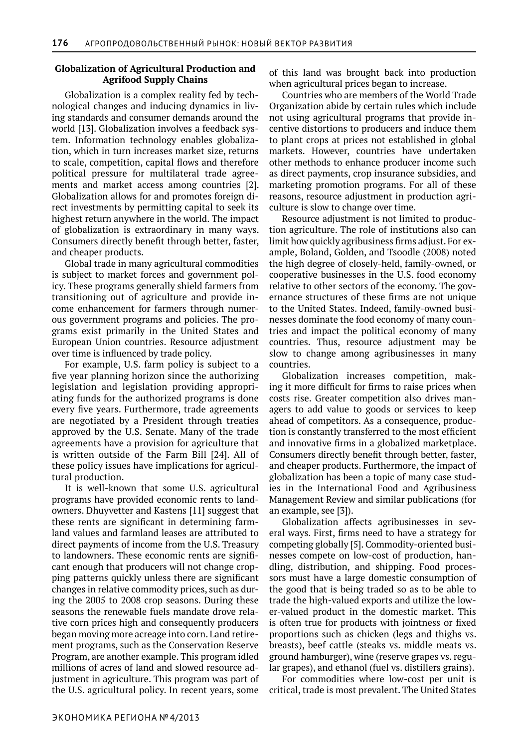## Globalization of Agricultural Production and Agrifood Supply Chains

Globalization is a complex reality fed by technological changes and inducing dynamics in living standards and consumer demands around the world [13]. Globalization involves a feedback system. Information technology enables globalization, which in turn increases market size, returns to scale, competition, capital flows and therefore political pressure for multilateral trade agreements and market access among countries [2]. Globalization allows for and promotes foreign direct investments by permitting capital to seek its highest return anywhere in the world. The impact of globalization is extraordinary in many ways. Consumers directly benefit through better, faster, and cheaper products.

Global trade in many agricultural commodities is subject to market forces and government policy. These programs generally shield farmers from transitioning out of agriculture and provide income enhancement for farmers through numerous government programs and policies. The programs exist primarily in the United States and European Union countries. Resource adjustment over time is influenced by trade policy.

For example, U.S. farm policy is subject to a five year planning horizon since the authorizing legislation and legislation providing appropriating funds for the authorized programs is done every five years. Furthermore, trade agreements are negotiated by a President through treaties approved by the U.S. Senate. Many of the trade agreements have a provision for agriculture that is written outside of the Farm Bill [24]. All of these policy issues have implications for agricultural production.

It is well-known that some U.S. agricultural programs have provided economic rents to landowners. Dhuyvetter and Kastens [11] suggest that these rents are significant in determining farmland values and farmland leases are attributed to direct payments of income from the U.S. Treasury to landowners. These economic rents are significant enough that producers will not change cropping patterns quickly unless there are significant changes in relative commodity prices, such as during the 2005 to 2008 crop seasons. During these seasons the renewable fuels mandate drove relative corn prices high and consequently producers began moving more acreage into corn. Land retirement programs, such as the Conservation Reserve Program, are another example. This program idled millions of acres of land and slowed resource adjustment in agriculture. This program was part of the U.S. agricultural policy. In recent years, some of this land was brought back into production when agricultural prices began to increase.

Countries who are members of the World Trade Organization abide by certain rules which include not using agricultural programs that provide incentive distortions to producers and induce them to plant crops at prices not established in global markets. However, countries have undertaken other methods to enhance producer income such as direct payments, crop insurance subsidies, and marketing promotion programs. For all of these reasons, resource adjustment in production agriculture is slow to change over time.

Resource adjustment is not limited to production agriculture. The role of institutions also can limit how quickly agribusiness firms adjust. For example, Boland, Golden, and Tsoodle (2008) noted the high degree of closely-held, family-owned, or cooperative businesses in the U.S. food economy relative to other sectors of the economy. The governance structures of these firms are not unique to the United States. Indeed, family-owned businesses dominate the food economy of many countries and impact the political economy of many countries. Thus, resource adjustment may be slow to change among agribusinesses in many countries.

Globalization increases competition, making it more difficult for firms to raise prices when costs rise. Greater competition also drives managers to add value to goods or services to keep ahead of competitors. As a consequence, production is constantly transferred to the most efficient and innovative firms in a globalized marketplace. Consumers directly benefit through better, faster, and cheaper products. Furthermore, the impact of globalization has been a topic of many case studies in the International Food and Agribusiness Management Review and similar publications (for an example, see [3]).

Globalization affects agribusinesses in several ways. First, firms need to have a strategy for competing globally [5]. Commodity-oriented businesses compete on low-cost of production, handling, distribution, and shipping. Food processors must have a large domestic consumption of the good that is being traded so as to be able to trade the high-valued exports and utilize the lower-valued product in the domestic market. This is often true for products with jointness or fixed proportions such as chicken (legs and thighs vs. breasts), beef cattle (steaks vs. middle meats vs. ground hamburger), wine (reserve grapes vs. regular grapes), and ethanol (fuel vs. distillers grains).

For commodities where low-cost per unit is critical, trade is most prevalent. The United States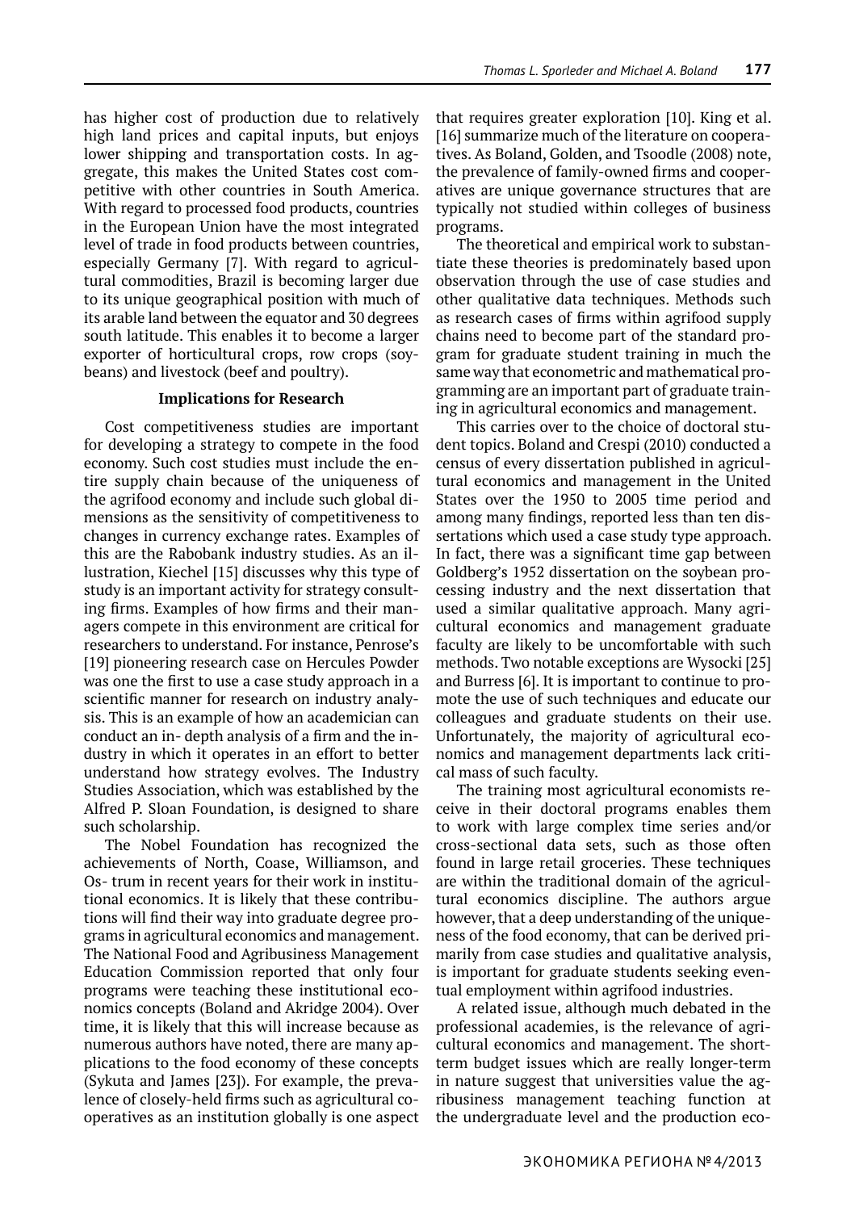has higher cost of production due to relatively high land prices and capital inputs, but enjoys lower shipping and transportation costs. In aggregate, this makes the United States cost competitive with other countries in South America. With regard to processed food products, countries in the European Union have the most integrated level of trade in food products between countries, especially Germany [7]. With regard to agricultural commodities, Brazil is becoming larger due to its unique geographical position with much of its arable land between the equator and 30 degrees south latitude. This enables it to become a larger exporter of horticultural crops, row crops (soybeans) and livestock (beef and poultry).

**Implications for Research**

Cost competitiveness studies are important for developing a strategy to compete in the food economy. Such cost studies must include the entire supply chain because of the uniqueness of the agrifood economy and include such global dimensions as the sensitivity of competitiveness to changes in currency exchange rates. Examples of this are the Rabobank industry studies. As an illustration, Kiechel [15] discusses why this type of study is an important activity for strategy consulting firms. Examples of how firms and their managers compete in this environment are critical for researchers to understand. For instance, Penrose's [19] pioneering research case on Hercules Powder was one the first to use a case study approach in a scientific manner for research on industry analysis. This is an example of how an academician can conduct an in- depth analysis of a firm and the industry in which it operates in an effort to better understand how strategy evolves. The Industry Studies Association, which was established by the Alfred P. Sloan Foundation, is designed to share such scholarship.

The Nobel Foundation has recognized the achievements of North, Coase, Williamson, and Os- trum in recent years for their work in institutional economics. It is likely that these contributions will find their way into graduate degree programs in agricultural economics and management. The National Food and Agribusiness Management Education Commission reported that only four programs were teaching these institutional economics concepts (Boland and Akridge 2004). Over time, it is likely that this will increase because as numerous authors have noted, there are many applications to the food economy of these concepts (Sykuta and James [23]). For example, the prevalence of closely-held firms such as agricultural cooperatives as an institution globally is one aspect that requires greater exploration [10]. King et al. [16] summarize much of the literature on cooperatives. As Boland, Golden, and Tsoodle (2008) note, the prevalence of family-owned firms and cooperatives are unique governance structures that are typically not studied within colleges of business programs.

The theoretical and empirical work to substantiate these theories is predominately based upon observation through the use of case studies and other qualitative data techniques. Methods such as research cases of firms within agrifood supply chains need to become part of the standard program for graduate student training in much the same way that econometric and mathematical programming are an important part of graduate training in agricultural economics and management.

This carries over to the choice of doctoral student topics. Boland and Crespi (2010) conducted a census of every dissertation published in agricultural economics and management in the United States over the 1950 to 2005 time period and among many findings, reported less than ten dissertations which used a case study type approach. In fact, there was a significant time gap between Goldberg's 1952 dissertation on the soybean processing industry and the next dissertation that used a similar qualitative approach. Many agricultural economics and management graduate faculty are likely to be uncomfortable with such methods. Two notable exceptions are Wysocki [25] and Burress [6]. It is important to continue to promote the use of such techniques and educate our colleagues and graduate students on their use. Unfortunately, the majority of agricultural economics and management departments lack critical mass of such faculty.

The training most agricultural economists receive in their doctoral programs enables them to work with large complex time series and/or cross-sectional data sets, such as those often found in large retail groceries. These techniques are within the traditional domain of the agricultural economics discipline. The authors argue however, that a deep understanding of the uniqueness of the food economy, that can be derived primarily from case studies and qualitative analysis, is important for graduate students seeking eventual employment within agrifood industries.

A related issue, although much debated in the professional academies, is the relevance of agricultural economics and management. The short-term budget issues which are really longer-term in nature suggest that universities value the agribusiness management teaching function at the undergraduate level and the production eco-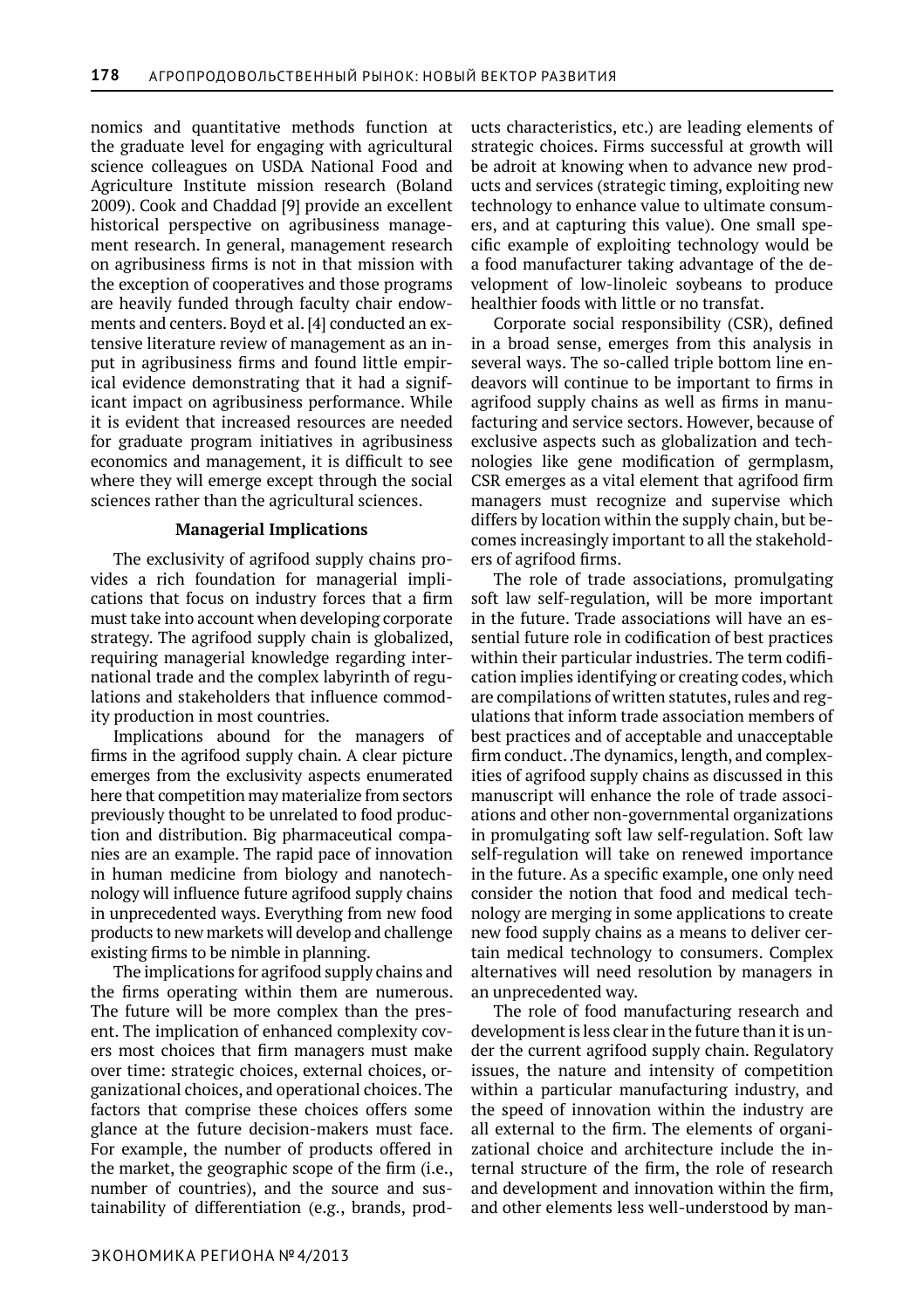nomics and quantitative methods function at the graduate level for engaging with agricultural science colleagues on USDA National Food and Agriculture Institute mission research (Boland 2009). Cook and Chaddad [9] provide an excellent historical perspective on agribusiness management research. In general, management research on agribusiness firms is not in that mission with the exception of cooperatives and those programs are heavily funded through faculty chair endowments and centers. Boyd et al. [4] conducted an extensive literature review of management as an input in agribusiness firms and found little empirical evidence demonstrating that it had a significant impact on agribusiness performance. While it is evident that increased resources are needed for graduate program initiatives in agribusiness economics and management, it is difficult to see where they will emerge except through the social sciences rather than the agricultural sciences.

## Managerial Implications

The exclusivity of agrifood supply chains provides a rich foundation for managerial implications that focus on industry forces that a firm must take into account when developing corporate strategy. The agrifood supply chain is globalized, requiring managerial knowledge regarding international trade and the complex labyrinth of regulations and stakeholders that influence commodity production in most countries.

Implications abound for the managers of firms in the agrifood supply chain. A clear picture emerges from the exclusivity aspects enumerated here that competition may materialize from sectors previously thought to be unrelated to food production and distribution. Big pharmaceutical companies are an example. The rapid pace of innovation in human medicine from biology and nanotechnology will influence future agrifood supply chains in unprecedented ways. Everything from new food products to new markets will develop and challenge existing firms to be nimble in planning.

The implications for agrifood supply chains and the firms operating within them are numerous. The future will be more complex than the present. The implication of enhanced complexity covers most choices that firm managers must make over time: strategic choices, external choices, organizational choices, and operational choices. The factors that comprise these choices offers some glance at the future decision-makers must face. For example, the number of products offered in the market, the geographic scope of the firm (i.e., number of countries), and the source and sustainability of differentiation (e.g., brands, products characteristics, etc.) are leading elements of strategic choices. Firms successful at growth will be adroit at knowing when to advance new products and services (strategic timing, exploiting new technology to enhance value to ultimate consumers, and at capturing this value). One small specific example of exploiting technology would be a food manufacturer taking advantage of the development of low-linoleic soybeans to produce healthier foods with little or no transfat.

Corporate social responsibility (CSR), defined in a broad sense, emerges from this analysis in several ways. The so-called triple bottom line endeavors will continue to be important to firms in agrifood supply chains as well as firms in manufacturing and service sectors. However, because of exclusive aspects such as globalization and technologies like gene modification of germplasm, CSR emerges as a vital element that agrifood firm managers must recognize and supervise which differs by location within the supply chain, but becomes increasingly important to all the stakeholders of agrifood firms.

The role of trade associations, promulgating soft law self-regulation, will be more important in the future. Trade associations will have an essential future role in codification of best practices within their particular industries. The term codification implies identifying or creating codes, which are compilations of written statutes, rules and regulations that inform trade association members of best practices and of acceptable and unacceptable firm conduct. .The dynamics, length, and complexities of agrifood supply chains as discussed in this manuscript will enhance the role of trade associations and other non-governmental organizations in promulgating soft law self-regulation. Soft law self-regulation will take on renewed importance in the future. As a specific example, one only need consider the notion that food and medical technology are merging in some applications to create new food supply chains as a means to deliver certain medical technology to consumers. Complex alternatives will need resolution by managers in an unprecedented way.

The role of food manufacturing research and development is less clear in the future than it is under the current agrifood supply chain. Regulatory issues, the nature and intensity of competition within a particular manufacturing industry, and the speed of innovation within the industry are all external to the firm. The elements of organizational choice and architecture include the internal structure of the firm, the role of research and development and innovation within the firm, and other elements less well-understood by man-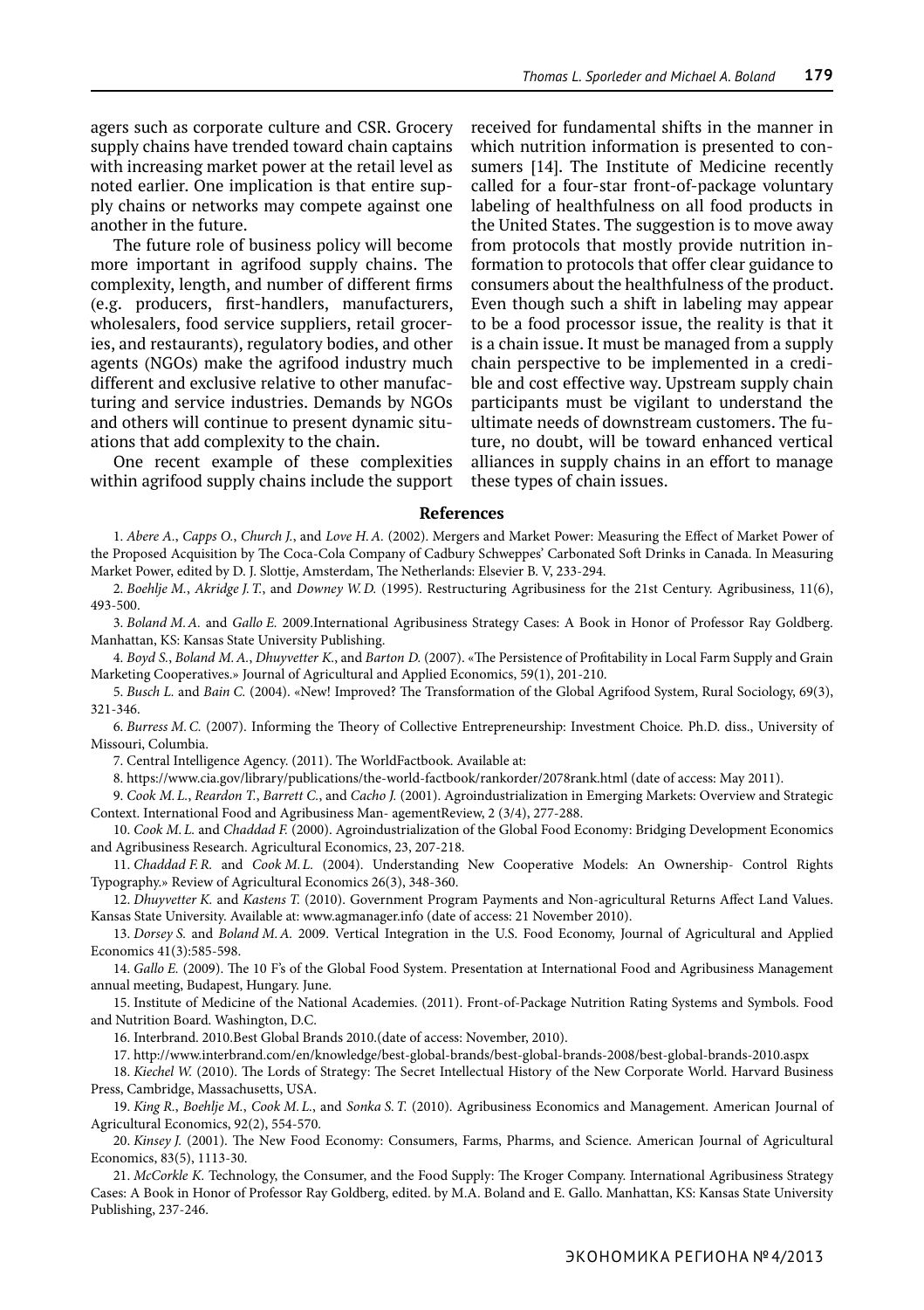agers such as corporate culture and CSR. Grocery supply chains have trended toward chain captains with increasing market power at the retail level as noted earlier. One implication is that entire supply chains or networks may compete against one another in the future.

The future role of business policy will become more important in agrifood supply chains. The complexity, length, and number of different firms (e.g. producers, first-handlers, manufacturers, wholesalers, food service suppliers, retail groceries, and restaurants), regulatory bodies, and other agents (NGOs) make the agrifood industry much different and exclusive relative to other manufacturing and service industries. Demands by NGOs and others will continue to present dynamic situations that add complexity to the chain.

One recent example of these complexities within agrifood supply chains include the support received for fundamental shifts in the manner in which nutrition information is presented to consumers [14]. The Institute of Medicine recently called for a four-star front-of-package voluntary labeling of healthfulness on all food products in the United States. The suggestion is to move away from protocols that mostly provide nutrition information to protocols that offer clear guidance to consumers about the healthfulness of the product. Even though such a shift in labeling may appear to be a food processor issue, the reality is that it is a chain issue. It must be managed from a supply chain perspective to be implemented in a credible and cost effective way. Upstream supply chain participants must be vigilant to understand the ultimate needs of downstream customers. The future, no doubt, will be toward enhanced vertical alliances in supply chains in an effort to manage these types of chain issues.

## References

1. *Abere A.*, *Capps O.*, *Church J.*, and *Love H. A.* (2002). Mergers and Market Power: Measuring the Effect of Market Power of the Proposed Acquisition by The Coca-Cola Company of Cadbury Schweppes' Carbonated Soft Drinks in Canada. In Measuring Market Power, edited by D. J. Slottje, Amsterdam, The Netherlands: Elsevier B. V, 233-294.

2. *Boehlje M.*, *Akridge J. T.*, and *Downey W. D.* (1995). Restructuring Agribusiness for the 21st Century. Agribusiness, 11(6), 493-500.

3. *Boland M. A.* and *Gallo E.* 2009.International Agribusiness Strategy Cases: A Book in Honor of Professor Ray Goldberg. Manhattan, KS: Kansas State University Publishing.

4. *Boyd S.*, *Boland M. A.*, *Dhuyvetter K.*, and *Barton D.* (2007). «The Persistence of Profitability in Local Farm Supply and Grain Marketing Cooperatives.» Journal of Agricultural and Applied Economics, 59(1), 201-210.

5. *Busch L.* and *Bain C.* (2004). «New! Improved? The Transformation of the Global Agrifood System, Rural Sociology, 69(3), 321-346.

6. *Burress M. C.* (2007). Informing the Theory of Collective Entrepreneurship: Investment Choice. Ph.D. diss., University of Missouri, Columbia.

7. Central Intelligence Agency. (2011). The WorldFactbook. Available at:

8. https://www.cia.gov/library/publications/the-world-factbook/rankorder/2078rank.html (date of access: May 2011).

9. *Cook M. L.*, *Reardon T.*, *Barrett C.*, and *Cacho J.* (2001). Agroindustrialization in Emerging Markets: Overview and Strategic Context. International Food and Agribusiness Man- agementReview, 2 (3/4), 277-288.

10. *Cook M. L.* and *Chaddad F.* (2000). Agroindustrialization of the Global Food Economy: Bridging Development Economics and Agribusiness Research. Agricultural Economics, 23, 207-218.

11. *Chaddad F. R.* and *Cook M. L.* (2004). Understanding New Cooperative Models: An Ownership- Control Rights Typography.» Review of Agricultural Economics 26(3), 348-360.

12. *Dhuyvetter K.* and *Kastens T.* (2010). Government Program Payments and Non-agricultural Returns Affect Land Values. Kansas State University. Available at: www.agmanager.info (date of access: 21 November 2010).

13. *Dorsey S.* and *Boland M. A.* 2009. Vertical Integration in the U.S. Food Economy, Journal of Agricultural and Applied Economics 41(3):585-598.

14. *Gallo E.* (2009). The 10 F's of the Global Food System. Presentation at International Food and Agribusiness Management annual meeting, Budapest, Hungary. June.

15. Institute of Medicine of the National Academies. (2011). Front-of-Package Nutrition Rating Systems and Symbols. Food and Nutrition Board. Washington, D.C.

16. Interbrand. 2010.Best Global Brands 2010.(date of access: November, 2010).

17. http://www.interbrand.com/en/knowledge/best-global-brands/best-global-brands-2008/best-global-brands-2010.aspx

18. *Kiechel W.* (2010). The Lords of Strategy: The Secret Intellectual History of the New Corporate World. Harvard Business Press, Cambridge, Massachusetts, USA.

19. *King R.*, *Boehlje M.*, *Cook M. L.*, and *Sonka S. T.* (2010). Agribusiness Economics and Management. American Journal of Agricultural Economics, 92(2), 554-570.

20. *Kinsey J.* (2001). The New Food Economy: Consumers, Farms, Pharms, and Science. American Journal of Agricultural Economics, 83(5), 1113-30.

21. *McCorkle K.* Technology, the Consumer, and the Food Supply: The Kroger Company. International Agribusiness Strategy Cases: A Book in Honor of Professor Ray Goldberg, edited. by M.A. Boland and E. Gallo. Manhattan, KS: Kansas State University Publishing, 237-246.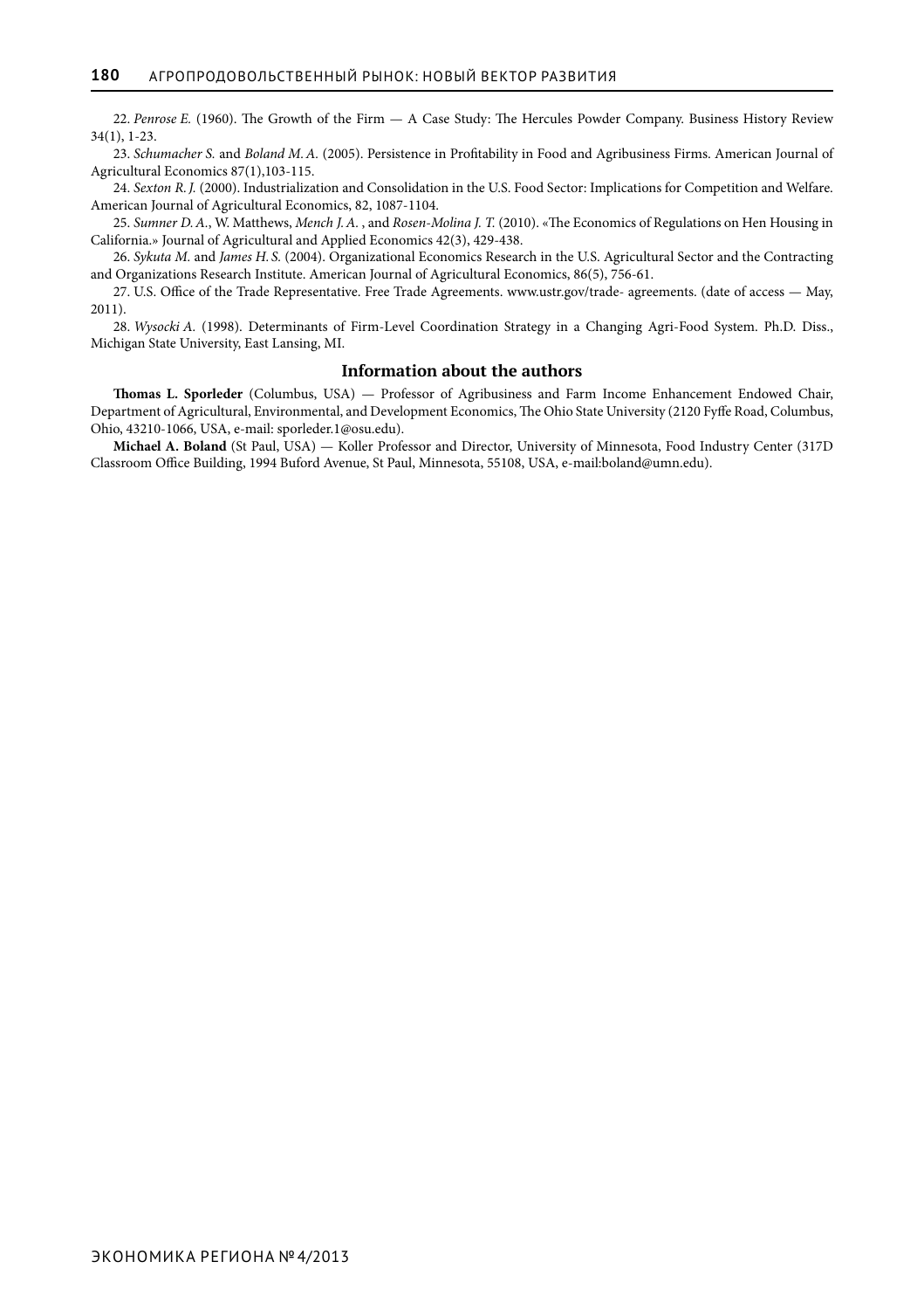22. *Penrose E.* (1960). The Growth of the Firm — A Case Study: The Hercules Powder Company. Business History Review 34(1), 1-23.

23. *Schumacher S.* and *Boland M. A.* (2005). Persistence in Profitability in Food and Agribusiness Firms. American Journal of Agricultural Economics 87(1),103-115.

24. *Sexton R. J.* (2000). Industrialization and Consolidation in the U.S. Food Sector: Implications for Competition and Welfare. American Journal of Agricultural Economics, 82, 1087-1104.

25. *Sumner D. A.*, W. Matthews, *Mench J. A.* , and *Rosen-Molina J. T.* (2010). «The Economics of Regulations on Hen Housing in California.» Journal of Agricultural and Applied Economics 42(3), 429-438.

26. *Sykuta M.* and *James H. S.* (2004). Organizational Economics Research in the U.S. Agricultural Sector and the Contracting and Organizations Research Institute. American Journal of Agricultural Economics, 86(5), 756-61.

27. U.S. Office of the Trade Representative. Free Trade Agreements. www.ustr.gov/trade- agreements. (date of access — May, 2011).

28. *Wysocki A.* (1998). Determinants of Firm-Level Coordination Strategy in a Changing Agri-Food System. Ph.D. Diss., Michigan State University, East Lansing, MI.

## Information about the authors

**Thomas L. Sporleder** (Columbus, USA) — Professor of Agribusiness and Farm Income Enhancement Endowed Chair, Department of Agricultural, Environmental, and Development Economics, The Ohio State University (2120 Fyffe Road, Columbus, Ohio, 43210-1066, USA, e-mail: sporleder.1@osu.edu).

**Michael A. Boland** (St Paul, USA) — Koller Professor and Director, University of Minnesota, Food Industry Center (317D Classroom Office Building, 1994 Buford Avenue, St Paul, Minnesota, 55108, USA, e-mail:boland@umn.edu).